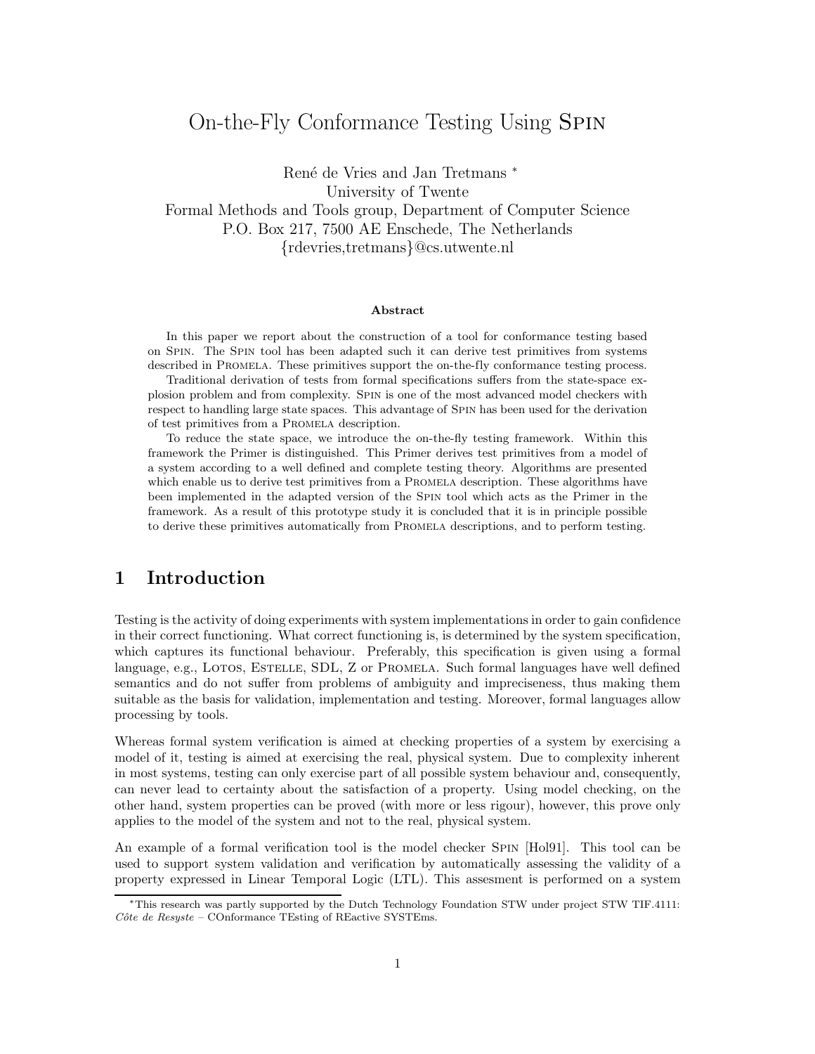# On-the-Fly Conformance Testing Using Spin

René de Vries and Jan Tretmans [*]

University of Twente

Formal Methods and Tools group, Department of Computer Science

P.O. Box 217, 7500 AE Enschede, The Netherlands

{rdevries,tretmans}@cs.utwente.nl

**Abstract**

In this paper we report about the construction of a tool for conformance testing based on Spin. The Spin tool has been adapted such it can derive test primitives from systems described in Promela. These primitives support the on-the-fly conformance testing process.

Traditional derivation of tests from formal specifications suffers from the state-space explosion problem and from complexity. Spin is one of the most advanced model checkers with respect to handling large state spaces. This advantage of Spin has been used for the derivation of test primitives from a Promela description.

To reduce the state space, we introduce the on-the-fly testing framework. Within this framework the Primer is distinguished. This Primer derives test primitives from a model of a system according to a well defined and complete testing theory. Algorithms are presented which enable us to derive test primitives from a Promela description. These algorithms have been implemented in the adapted version of the Spin tool which acts as the Primer in the framework. As a result of this prototype study it is concluded that it is in principle possible to derive these primitives automatically from Promela descriptions, and to perform testing.

## 1 Introduction

Testing is the activity of doing experiments with system implementations in order to gain confidence in their correct functioning. What correct functioning is, is determined by the system specification, which captures its functional behaviour. Preferably, this specification is given using a formal language, e.g., Lotos, Estelle, SDL, Z or Promela. Such formal languages have well defined semantics and do not suffer from problems of ambiguity and impreciseness, thus making them suitable as the basis for validation, implementation and testing. Moreover, formal languages allow processing by tools.

Whereas formal system verification is aimed at checking properties of a system by exercising a model of it, testing is aimed at exercising the real, physical system. Due to complexity inherent in most systems, testing can only exercise part of all possible system behaviour and, consequently, can never lead to certainty about the satisfaction of a property. Using model checking, on the other hand, system properties can be proved (with more or less rigour), however, this prove only applies to the model of the system and not to the real, physical system.

An example of a formal verification tool is the model checker Spin [Hol91]. This tool can be used to support system validation and verification by automatically assessing the validity of a property expressed in Linear Temporal Logic (LTL). This assesment is performed on a system

[*] This research was partly supported by the Dutch Technology Foundation STW under project STW TIF.4111: *Côte de Resyste* – COnformance TEsting of REactive SYSTEms.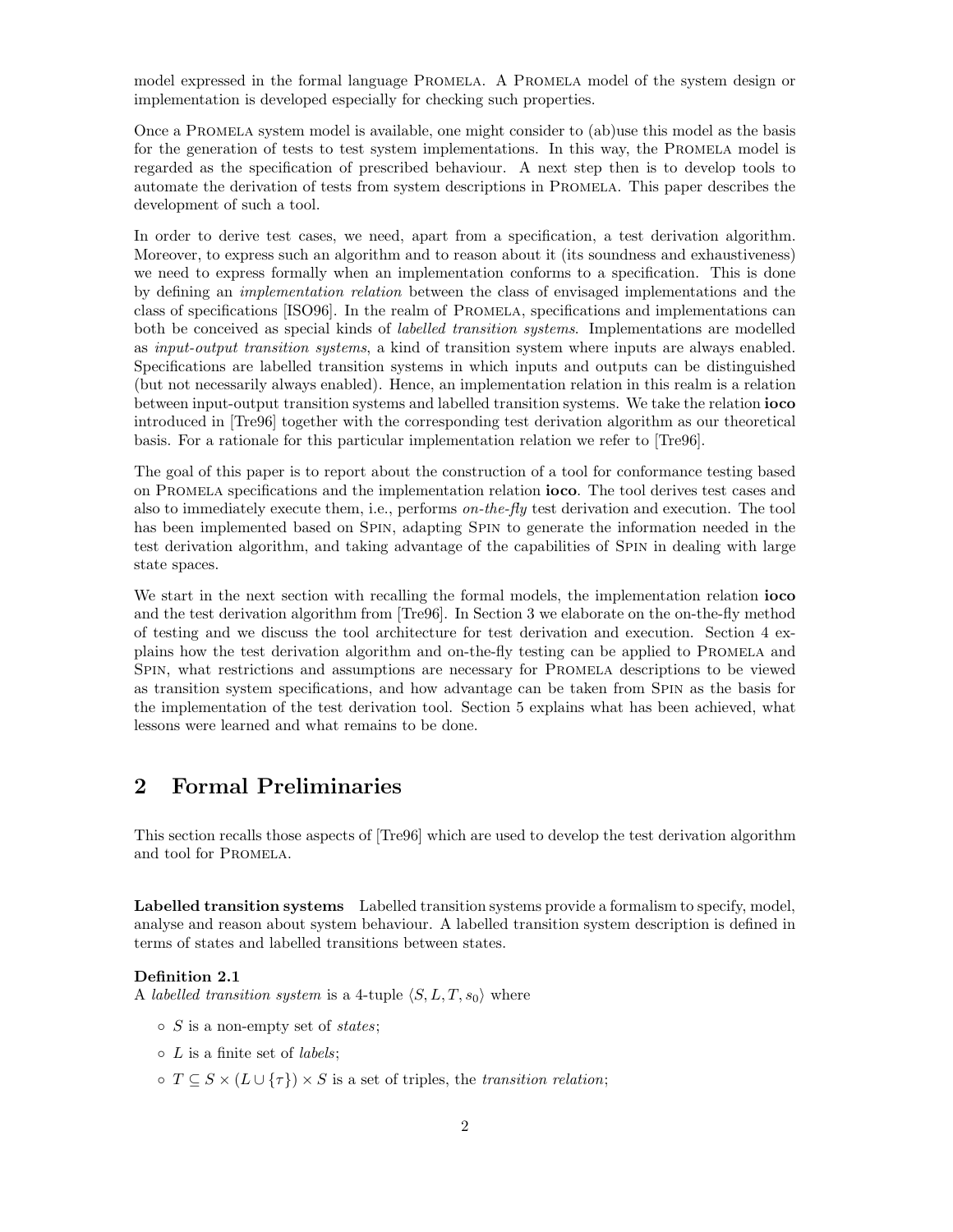model expressed in the formal language Promela. A Promela model of the system design or implementation is developed especially for checking such properties.

Once a Promela system model is available, one might consider to (ab)use this model as the basis for the generation of tests to test system implementations. In this way, the Promela model is regarded as the specification of prescribed behaviour. A next step then is to develop tools to automate the derivation of tests from system descriptions in Promela. This paper describes the development of such a tool.

In order to derive test cases, we need, apart from a specification, a test derivation algorithm. Moreover, to express such an algorithm and to reason about it (its soundness and exhaustiveness) we need to express formally when an implementation conforms to a specification. This is done by defining an *implementation relation* between the class of envisaged implementations and the class of specifications [ISO96]. In the realm of Promela, specifications and implementations can both be conceived as special kinds of *labelled transition systems*. Implementations are modelled as *input-output transition systems*, a kind of transition system where inputs are always enabled. Specifications are labelled transition systems in which inputs and outputs can be distinguished (but not necessarily always enabled). Hence, an implementation relation in this realm is a relation between input-output transition systems and labelled transition systems. We take the relation **ioco** introduced in [Tre96] together with the corresponding test derivation algorithm as our theoretical basis. For a rationale for this particular implementation relation we refer to [Tre96].

The goal of this paper is to report about the construction of a tool for conformance testing based on Promela specifications and the implementation relation **ioco**. The tool derives test cases and also to immediately execute them, i.e., performs *on-the-fly* test derivation and execution. The tool has been implemented based on Spin, adapting Spin to generate the information needed in the test derivation algorithm, and taking advantage of the capabilities of Spin in dealing with large state spaces.

We start in the next section with recalling the formal models, the implementation relation **ioco** and the test derivation algorithm from [Tre96]. In Section 3 we elaborate on the on-the-fly method of testing and we discuss the tool architecture for test derivation and execution. Section 4 explains how the test derivation algorithm and on-the-fly testing can be applied to Promela and Spin, what restrictions and assumptions are necessary for Promela descriptions to be viewed as transition system specifications, and how advantage can be taken from Spin as the basis for the implementation of the test derivation tool. Section 5 explains what has been achieved, what lessons were learned and what remains to be done.

## 2 Formal Preliminaries

This section recalls those aspects of [Tre96] which are used to develop the test derivation algorithm and tool for Promela.

**Labelled transition systems** Labelled transition systems provide a formalism to specify, model, analyse and reason about system behaviour. A labelled transition system description is defined in terms of states and labelled transitions between states.

**Definition 2.1**
A *labelled transition system* is a 4-tuple $\langle S, L, T, s_0 \rangle$ where

- $S$ is a non-empty set of *states*;
- $L$ is a finite set of *labels*;
- $T \subseteq S \times (L \cup \{\tau\}) \times S$ is a set of triples, the *transition relation*;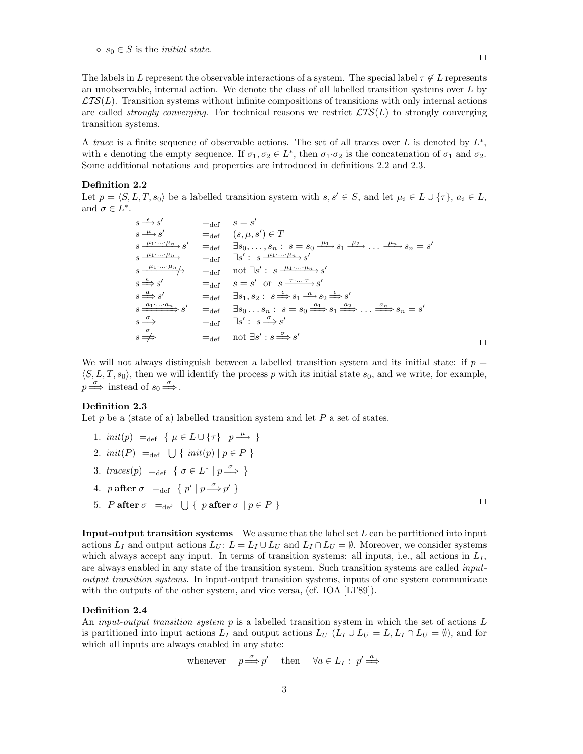- $s_0 \in S$ is the *initial state*.

□

The labels in $L$ represent the observable interactions of a system. The special label $\tau \notin L$ represents an unobservable, internal action. We denote the class of all labelled transition systems over $L$ by $\mathcal{LTS}(L)$. Transition systems without infinite compositions of transitions with only internal actions are called *strongly converging*. For technical reasons we restrict $\mathcal{LTS}(L)$ to strongly converging transition systems.

A *trace* is a finite sequence of observable actions. The set of all traces over $L$ is denoted by $L^*$, with $\epsilon$ denoting the empty sequence. If $\sigma_1, \sigma_2 \in L^*$, then $\sigma_1 \cdot \sigma_2$ is the concatenation of $\sigma_1$ and $\sigma_2$. Some additional notations and properties are introduced in definitions 2.2 and 2.3.

**Definition 2.2**
Let $p = \langle S, L, T, s_0 \rangle$ be a labelled transition system with $s, s' \in S$, and let $\mu_i \in L \cup \{\tau\}$, $a_i \in L$, and $\sigma \in L^*$.

$$
\begin{array}{lll}
s \xrightarrow{\epsilon} s' & =_{\text{def}} & s = s' \\
s \xrightarrow{\mu} s' & =_{\text{def}} & (s, \mu, s') \in T \\
s \xrightarrow{\mu_1 \cdot \ldots \cdot \mu_n} s' & =_{\text{def}} & \exists s_0, \ldots, s_n : \; s = s_0 \xrightarrow{\mu_1} s_1 \xrightarrow{\mu_2} \ldots \xrightarrow{\mu_n} s_n = s' \\
s \xrightarrow{\mu_1 \cdot \ldots \cdot \mu_n} & =_{\text{def}} & \exists s' : \; s \xrightarrow{\mu_1 \cdot \ldots \cdot \mu_n} s' \\
s \not\xrightarrow{\mu_1 \cdot \ldots \cdot \mu_n} & =_{\text{def}} & \text{not } \exists s' : \; s \xrightarrow{\mu_1 \cdot \ldots \cdot \mu_n} s' \\
s \xRightarrow{\epsilon} s' & =_{\text{def}} & s = s' \text{ or } s \xrightarrow{\tau \cdot \ldots \cdot \tau} s' \\
s \xRightarrow{a} s' & =_{\text{def}} & \exists s_1, s_2 : \; s \xRightarrow{\epsilon} s_1 \xrightarrow{a} s_2 \xRightarrow{\epsilon} s' \\
s \xRightarrow{a_1 \cdot \ldots \cdot a_n} s' & =_{\text{def}} & \exists s_0 \ldots s_n : \; s = s_0 \xRightarrow{a_1} s_1 \xRightarrow{a_2} \ldots \xRightarrow{a_n} s_n = s' \\
s \xRightarrow{\sigma} & =_{\text{def}} & \exists s' : \; s \xRightarrow{\sigma} s' \\
s \not\xRightarrow{\sigma} & =_{\text{def}} & \text{not } \exists s' : s \xRightarrow{\sigma} s'
\end{array}
$$

□

We will not always distinguish between a labelled transition system and its initial state: if $p = \langle S, L, T, s_0 \rangle$, then we will identify the process $p$ with its initial state $s_0$, and we write, for example, $p \xRightarrow{\sigma}$ instead of $s_0 \xRightarrow{\sigma}$.

**Definition 2.3**
Let $p$ be a (state of a) labelled transition system and let $P$ a set of states.

1. $\mathit{init}(p) \;=_{\text{def}}\; \{ \mu \in L \cup \{\tau\} \mid p \xrightarrow{\mu} \}$
2. $\mathit{init}(P) \;=_{\text{def}}\; \bigcup \{ \mathit{init}(p) \mid p \in P \}$
3. $\mathit{traces}(p) \;=_{\text{def}}\; \{ \sigma \in L^* \mid p \xRightarrow{\sigma} \}$
4. $p \;\textbf{after}\; \sigma \;=_{\text{def}}\; \{ p' \mid p \xRightarrow{\sigma} p' \}$
5. $P \;\textbf{after}\; \sigma \;=_{\text{def}}\; \bigcup \{ p \;\textbf{after}\; \sigma \mid p \in P \}$

□

**Input-output transition systems** We assume that the label set $L$ can be partitioned into input actions $L_I$ and output actions $L_U$: $L = L_I \cup L_U$ and $L_I \cap L_U = \emptyset$. Moreover, we consider systems which always accept any input. In terms of transition systems: all inputs, i.e., all actions in $L_I$, are always enabled in any state of the transition system. Such transition systems are called *input-output transition systems*. In input-output transition systems, inputs of one system communicate with the outputs of the other system, and vice versa, (cf. IOA [LT89]).

**Definition 2.4**
An *input-output transition system* $p$ is a labelled transition system in which the set of actions $L$ is partitioned into input actions $L_I$ and output actions $L_U$ ($L_I \cup L_U = L, L_I \cap L_U = \emptyset$), and for which all inputs are always enabled in any state:

$$\text{whenever} \quad p \xRightarrow{\sigma} p' \quad \text{then} \quad \forall a \in L_I : \; p' \xRightarrow{a}$$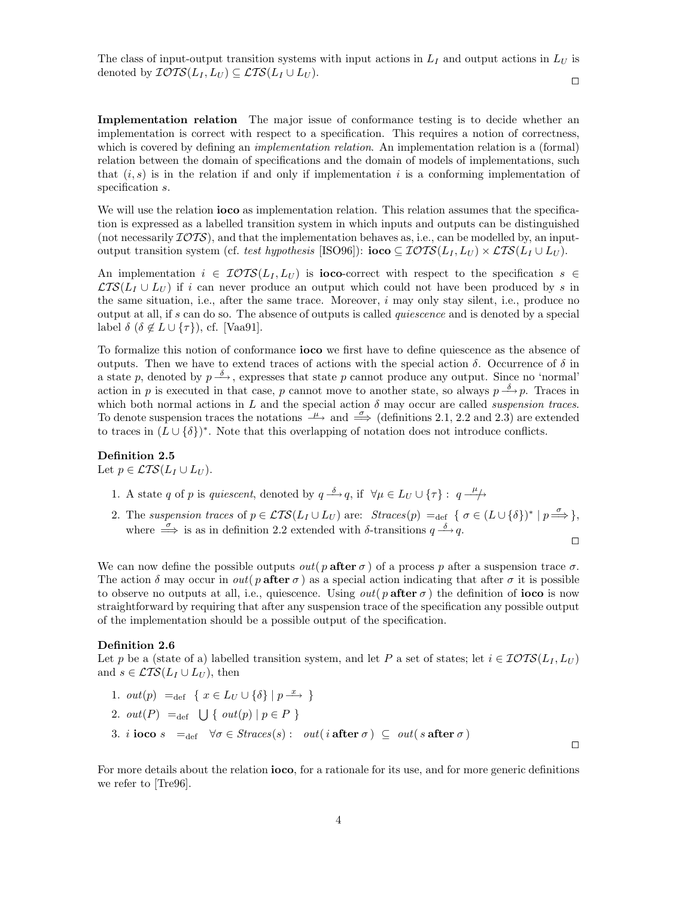The class of input-output transition systems with input actions in $L_I$ and output actions in $L_U$ is denoted by $\mathcal{IOTS}(L_I, L_U) \subseteq \mathcal{LTS}(L_I \cup L_U)$.

□

**Implementation relation** The major issue of conformance testing is to decide whether an implementation is correct with respect to a specification. This requires a notion of correctness, which is covered by defining an *implementation relation*. An implementation relation is a (formal) relation between the domain of specifications and the domain of models of implementations, such that $(i, s)$ is in the relation if and only if implementation $i$ is a conforming implementation of specification $s$.

We will use the relation **ioco** as implementation relation. This relation assumes that the specification is expressed as a labelled transition system in which inputs and outputs can be distinguished (not necessarily $\mathcal{IOTS}$), and that the implementation behaves as, i.e., can be modelled by, an input-output transition system (cf. *test hypothesis* [ISO96]): $\textbf{ioco} \subseteq \mathcal{IOTS}(L_I, L_U) \times \mathcal{LTS}(L_I \cup L_U)$.

An implementation $i \in \mathcal{IOTS}(L_I, L_U)$ is **ioco**-correct with respect to the specification $s \in \mathcal{LTS}(L_I \cup L_U)$ if $i$ can never produce an output which could not have been produced by $s$ in the same situation, i.e., after the same trace. Moreover, $i$ may only stay silent, i.e., produce no output at all, if $s$ can do so. The absence of outputs is called *quiescence* and is denoted by a special label $\delta$ ($\delta \notin L \cup \{\tau\}$), cf. [Vaa91].

To formalize this notion of conformance **ioco** we first have to define quiescence as the absence of outputs. Then we have to extend traces of actions with the special action $\delta$. Occurrence of $\delta$ in a state $p$, denoted by $p \xrightarrow{\delta}$, expresses that state $p$ cannot produce any output. Since no 'normal' action in $p$ is executed in that case, $p$ cannot move to another state, so always $p \xrightarrow{\delta} p$. Traces in which both normal actions in $L$ and the special action $\delta$ may occur are called *suspension traces*. To denote suspension traces the notations $\xrightarrow{\mu}$ and $\xRightarrow{\sigma}$ (definitions 2.1, 2.2 and 2.3) are extended to traces in $(L \cup \{\delta\})^*$. Note that this overlapping of notation does not introduce conflicts.

**Definition 2.5**
Let $p \in \mathcal{LTS}(L_I \cup L_U)$.

1. A state $q$ of $p$ is *quiescent*, denoted by $q \xrightarrow{\delta} q$, if $\forall \mu \in L_U \cup \{\tau\} : \ q \stackrel{\mu}{\not\longrightarrow}$
2. The *suspension traces* of $p \in \mathcal{LTS}(L_I \cup L_U)$ are: $\mathit{Straces}(p) =_{\text{def}} \{ \sigma \in (L \cup \{\delta\})^* \mid p \xRightarrow{\sigma} \}$, where $\xRightarrow{\sigma}$ is as in definition 2.2 extended with $\delta$-transitions $q \xrightarrow{\delta} q$.

□

We can now define the possible outputs $\mathit{out}(\, p \,\textbf{after}\, \sigma \,)$ of a process $p$ after a suspension trace $\sigma$. The action $\delta$ may occur in $\mathit{out}(\, p \,\textbf{after}\, \sigma \,)$ as a special action indicating that after $\sigma$ it is possible to observe no outputs at all, i.e., quiescence. Using $\mathit{out}(\, p \,\textbf{after}\, \sigma \,)$ the definition of **ioco** is now straightforward by requiring that after any suspension trace of the specification any possible output of the implementation should be a possible output of the specification.

**Definition 2.6**
Let $p$ be a (state of a) labelled transition system, and let $P$ a set of states; let $i \in \mathcal{IOTS}(L_I, L_U)$ and $s \in \mathcal{LTS}(L_I \cup L_U)$, then

1. $\mathit{out}(p) \ =_{\text{def}} \ \{ x \in L_U \cup \{\delta\} \mid p \xrightarrow{x} \}$
2. $\mathit{out}(P) \ =_{\text{def}} \ \bigcup \{ \mathit{out}(p) \mid p \in P \}$
3. $i \ \textbf{ioco} \ s \ =_{\text{def}} \ \forall \sigma \in \mathit{Straces}(s) : \ \mathit{out}(\, i \,\textbf{after}\, \sigma \,) \subseteq \mathit{out}(\, s \,\textbf{after}\, \sigma \,)$

□

For more details about the relation **ioco**, for a rationale for its use, and for more generic definitions we refer to [Tre96].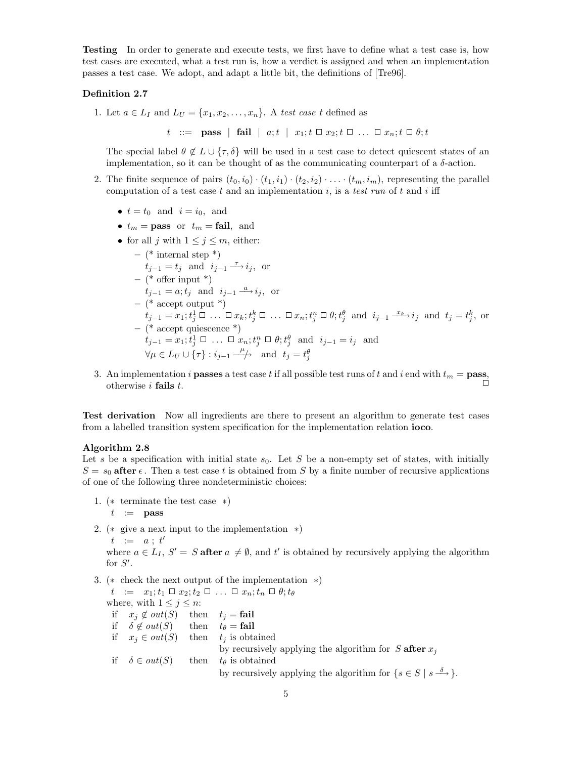**Testing** In order to generate and execute tests, we first have to define what a test case is, how test cases are executed, what a test run is, how a verdict is assigned and when an implementation passes a test case. We adopt, and adapt a little bit, the definitions of [Tre96].

**Definition 2.7**

1. Let $a \in L_I$ and $L_U = \{x_1, x_2, \dots, x_n\}$. A *test case* $t$ defined as

$$t \quad ::= \quad \textbf{pass} \;\mid\; \textbf{fail} \;\mid\; a;t \;\mid\; x_1;t \,\Box\, x_2;t \,\Box\, \dots \,\Box\, x_n;t \,\Box\, \theta;t$$

   The special label $\theta \notin L \cup \{\tau, \delta\}$ will be used in a test case to detect quiescent states of an implementation, so it can be thought of as the communicating counterpart of a $\delta$-action.

2. The finite sequence of pairs $(t_0, i_0) \cdot (t_1, i_1) \cdot (t_2, i_2) \cdot \dots \cdot (t_m, i_m)$, representing the parallel computation of a test case $t$ and an implementation $i$, is a *test run* of $t$ and $i$ iff

   - $t = t_0$ and $i = i_0$, and
   - $t_m = \textbf{pass}$ or $t_m = \textbf{fail}$, and
   - for all $j$ with $1 \leq j \leq m$, either:
     - (* internal step *)
       $t_{j-1} = t_j$ and $i_{j-1} \xrightarrow{\tau} i_j$, or
     - (* offer input *)
       $t_{j-1} = a; t_j$ and $i_{j-1} \xrightarrow{a} i_j$, or
     - (* accept output *)
       $t_{j-1} = x_1; t_j^1 \,\Box\, \dots \,\Box\, x_k; t_j^k \,\Box\, \dots \,\Box\, x_n; t_j^n \,\Box\, \theta; t_j^\theta$ and $i_{j-1} \xrightarrow{x_k} i_j$ and $t_j = t_j^k$, or
     - (* accept quiescence *)
       $t_{j-1} = x_1; t_j^1 \,\Box\, \dots \,\Box\, x_n; t_j^n \,\Box\, \theta; t_j^\theta$ and $i_{j-1} = i_j$ and
       $\forall \mu \in L_U \cup \{\tau\} : i_{j-1} \not\xrightarrow{\mu}$ and $t_j = t_j^\theta$

3. An implementation $i$ **passes** a test case $t$ if all possible test runs of $t$ and $i$ end with $t_m = \textbf{pass}$, otherwise $i$ **fails** $t$. $\Box$

**Test derivation** Now all ingredients are there to present an algorithm to generate test cases from a labelled transition system specification for the implementation relation **ioco**.

**Algorithm 2.8**
Let $s$ be a specification with initial state $s_0$. Let $S$ be a non-empty set of states, with initially $S = s_0 \textbf{ after } \epsilon$. Then a test case $t$ is obtained from $S$ by a finite number of recursive applications of one of the following three nondeterministic choices:

1. (* terminate the test case *)
   $t \;:=\; \textbf{pass}$

2. (* give a next input to the implementation *)
   $t \;:=\; a \;;\; t'$
   where $a \in L_I$, $S' = S \textbf{ after } a \neq \emptyset$, and $t'$ is obtained by recursively applying the algorithm for $S'$.

3. (* check the next output of the implementation *)
   $t \;:=\; x_1; t_1 \,\Box\, x_2; t_2 \,\Box\, \dots \,\Box\, x_n; t_n \,\Box\, \theta; t_\theta$
   where, with $1 \leq j \leq n$:
   - if $x_j \notin out(S)$ then $t_j = \textbf{fail}$
   - if $\delta \notin out(S)$ then $t_\theta = \textbf{fail}$
   - if $x_j \in out(S)$ then $t_j$ is obtained by recursively applying the algorithm for $S \textbf{ after } x_j$
   - if $\delta \in out(S)$ then $t_\theta$ is obtained by recursively applying the algorithm for $\{s \in S \mid s \xrightarrow{\delta}\}$.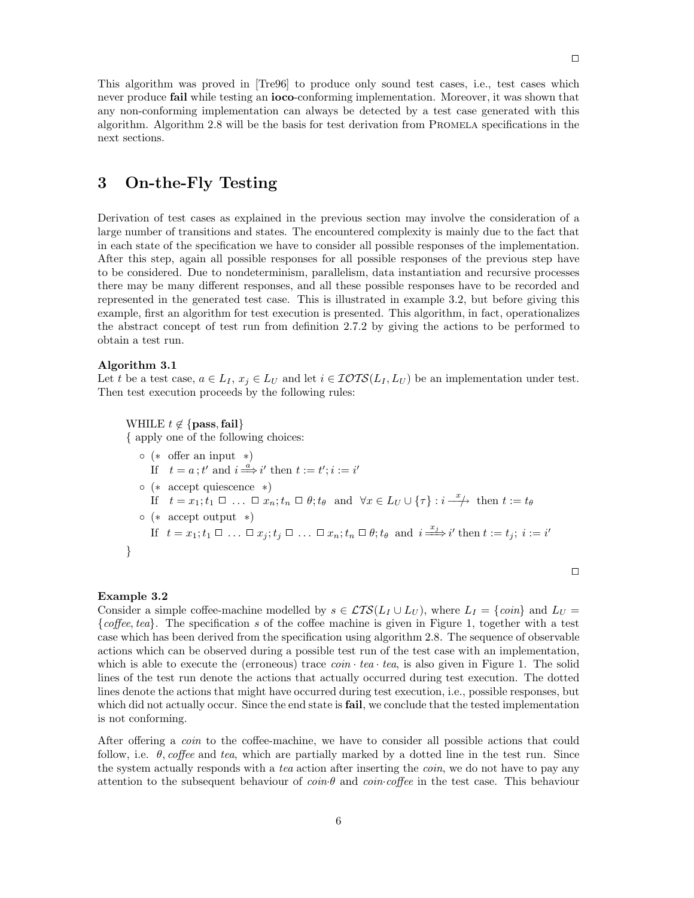□

This algorithm was proved in [Tre96] to produce only sound test cases, i.e., test cases which never produce **fail** while testing an **ioco**-conforming implementation. Moreover, it was shown that any non-conforming implementation can always be detected by a test case generated with this algorithm. Algorithm 2.8 will be the basis for test derivation from PROMELA specifications in the next sections.

# 3 On-the-Fly Testing

Derivation of test cases as explained in the previous section may involve the consideration of a large number of transitions and states. The encountered complexity is mainly due to the fact that in each state of the specification we have to consider all possible responses of the implementation. After this step, again all possible responses for all possible responses of the previous step have to be considered. Due to nondeterminism, parallelism, data instantiation and recursive processes there may be many different responses, and all these possible responses have to be recorded and represented in the generated test case. This is illustrated in example 3.2, but before giving this example, first an algorithm for test execution is presented. This algorithm, in fact, operationalizes the abstract concept of test run from definition 2.7.2 by giving the actions to be performed to obtain a test run.

**Algorithm 3.1**
Let $t$ be a test case, $a \in L_I$, $x_j \in L_U$ and let $i \in \mathcal{IOTS}(L_I, L_U)$ be an implementation under test. Then test execution proceeds by the following rules:

> WHILE $t \notin \{\textbf{pass}, \textbf{fail}\}$
> { apply one of the following choices:
>
> - (∗ offer an input ∗)
>   If $t = a\,; t'$ and $i \overset{a}{\Longrightarrow} i'$ then $t := t'; i := i'$
> - (∗ accept quiescence ∗)
>   If $t = x_1; t_1 \,\Box\, \ldots \,\Box\, x_n; t_n \,\Box\, \theta; t_\theta$ and $\forall x \in L_U \cup \{\tau\} : i \overset{x}{\not\longrightarrow}$ then $t := t_\theta$
> - (∗ accept output ∗)
>   If $t = x_1; t_1 \,\Box\, \ldots \,\Box\, x_j; t_j \,\Box\, \ldots \,\Box\, x_n; t_n \,\Box\, \theta; t_\theta$ and $i \overset{x_j}{\Longrightarrow} i'$ then $t := t_j;\; i := i'$
>
> }

□

**Example 3.2**
Consider a simple coffee-machine modelled by $s \in \mathcal{LTS}(L_I \cup L_U)$, where $L_I = \{coin\}$ and $L_U = \{coffee, tea\}$. The specification $s$ of the coffee machine is given in Figure 1, together with a test case which has been derived from the specification using algorithm 2.8. The sequence of observable actions which can be observed during a possible test run of the test case with an implementation, which is able to execute the (erroneous) trace $coin \cdot tea \cdot tea$, is also given in Figure 1. The solid lines of the test run denote the actions that actually occurred during test execution. The dotted lines denote the actions that might have occurred during test execution, i.e., possible responses, but which did not actually occur. Since the end state is **fail**, we conclude that the tested implementation is not conforming.

After offering a *coin* to the coffee-machine, we have to consider all possible actions that could follow, i.e. $\theta$, *coffee* and *tea*, which are partially marked by a dotted line in the test run. Since the system actually responds with a *tea* action after inserting the *coin*, we do not have to pay any attention to the subsequent behaviour of $coin{\cdot}\theta$ and $coin{\cdot}coffee$ in the test case. This behaviour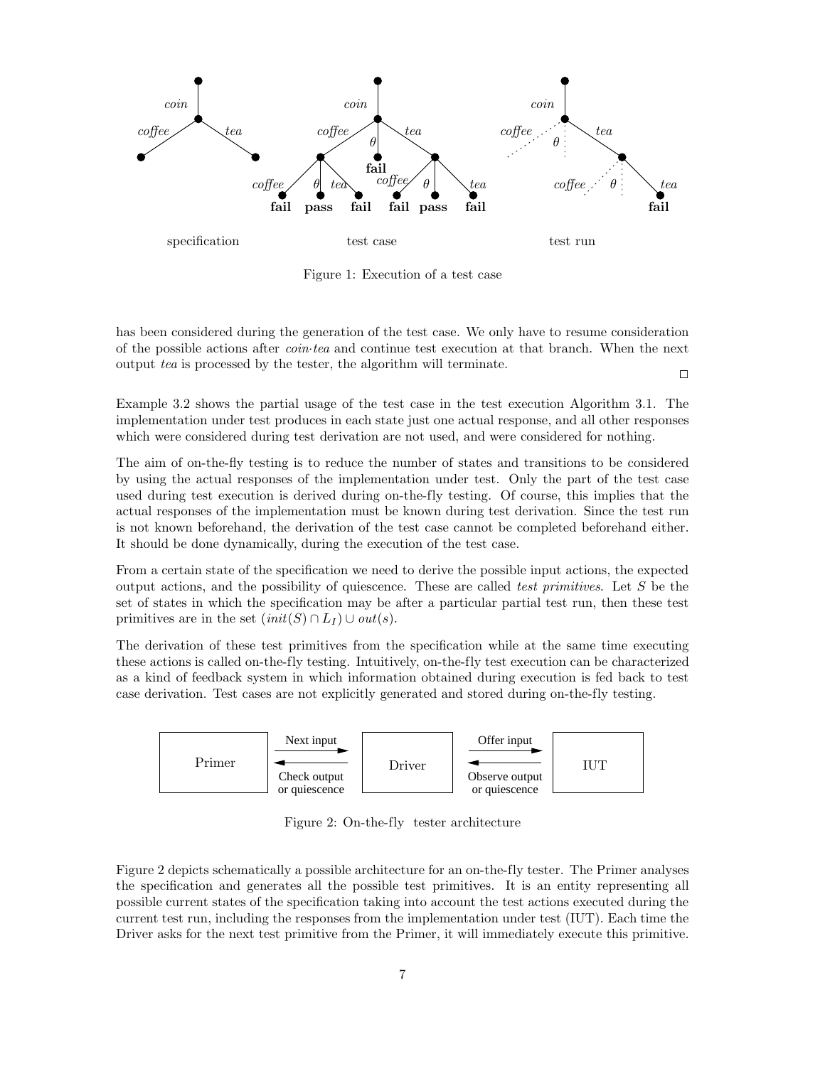Figure 1: Execution of a test case

has been considered during the generation of the test case. We only have to resume consideration of the possible actions after *coin·tea* and continue test execution at that branch. When the next output *tea* is processed by the tester, the algorithm will terminate.

□

Example 3.2 shows the partial usage of the test case in the test execution Algorithm 3.1. The implementation under test produces in each state just one actual response, and all other responses which were considered during test derivation are not used, and were considered for nothing.

The aim of on-the-fly testing is to reduce the number of states and transitions to be considered by using the actual responses of the implementation under test. Only the part of the test case used during test execution is derived during on-the-fly testing. Of course, this implies that the actual responses of the implementation must be known during test derivation. Since the test run is not known beforehand, the derivation of the test case cannot be completed beforehand either. It should be done dynamically, during the execution of the test case.

From a certain state of the specification we need to derive the possible input actions, the expected output actions, and the possibility of quiescence. These are called *test primitives*. Let $S$ be the set of states in which the specification may be after a particular partial test run, then these test primitives are in the set $(init(S) \cap L_I) \cup out(s)$.

The derivation of these test primitives from the specification while at the same time executing these actions is called on-the-fly testing. Intuitively, on-the-fly test execution can be characterized as a kind of feedback system in which information obtained during execution is fed back to test case derivation. Test cases are not explicitly generated and stored during on-the-fly testing.

Figure 2: On-the-fly tester architecture

Figure 2 depicts schematically a possible architecture for an on-the-fly tester. The Primer analyses the specification and generates all the possible test primitives. It is an entity representing all possible current states of the specification taking into account the test actions executed during the current test run, including the responses from the implementation under test (IUT). Each time the Driver asks for the next test primitive from the Primer, it will immediately execute this primitive.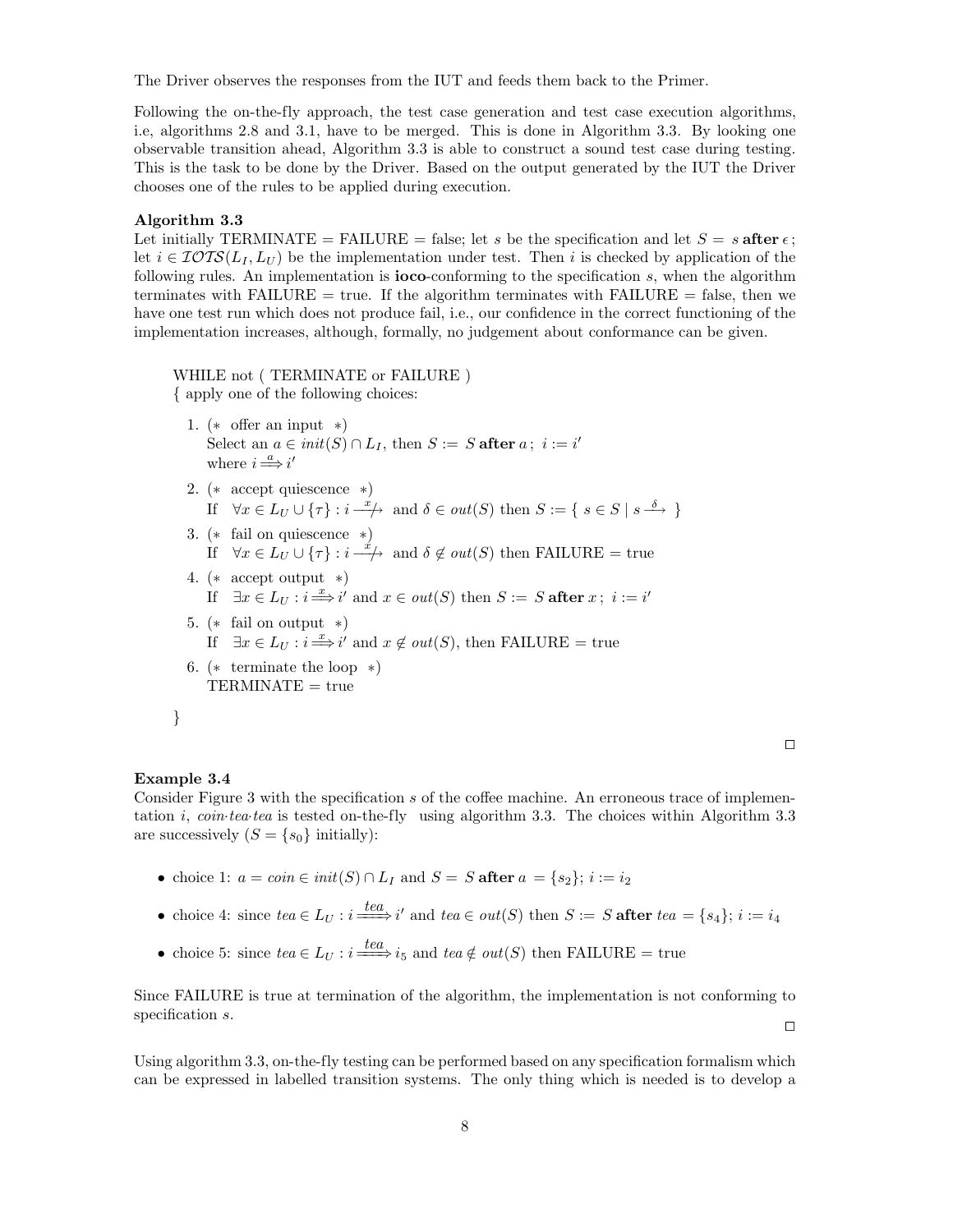The Driver observes the responses from the IUT and feeds them back to the Primer.

Following the on-the-fly approach, the test case generation and test case execution algorithms, i.e, algorithms 2.8 and 3.1, have to be merged. This is done in Algorithm 3.3. By looking one observable transition ahead, Algorithm 3.3 is able to construct a sound test case during testing. This is the task to be done by the Driver. Based on the output generated by the IUT the Driver chooses one of the rules to be applied during execution.

**Algorithm 3.3**
Let initially TERMINATE = FAILURE = false; let $s$ be the specification and let $S = s$ **after** $\epsilon$; let $i \in \mathcal{IOTS}(L_I, L_U)$ be the implementation under test. Then $i$ is checked by application of the following rules. An implementation is **ioco**-conforming to the specification $s$, when the algorithm terminates with FAILURE = true. If the algorithm terminates with FAILURE = false, then we have one test run which does not produce fail, i.e., our confidence in the correct functioning of the implementation increases, although, formally, no judgement about conformance can be given.

WHILE not ( TERMINATE or FAILURE )
{ apply one of the following choices:

1. (∗ offer an input ∗)
   Select an $a \in init(S) \cap L_I$, then $S :=\ S$ **after** $a$ ; $i := i'$ where $i \stackrel{a}{\Longrightarrow} i'$
2. (∗ accept quiescence ∗)
   If $\forall x \in L_U \cup \{\tau\} : i \stackrel{x}{\not\longrightarrow}$ and $\delta \in out(S)$ then $S := \{\ s \in S \mid s \stackrel{\delta}{\longrightarrow}\ \}$
3. (∗ fail on quiescence ∗)
   If $\forall x \in L_U \cup \{\tau\} : i \stackrel{x}{\not\longrightarrow}$ and $\delta \notin out(S)$ then FAILURE = true
4. (∗ accept output ∗)
   If $\exists x \in L_U : i \stackrel{x}{\Longrightarrow} i'$ and $x \in out(S)$ then $S :=\ S$ **after** $x$ ; $i := i'$
5. (∗ fail on output ∗)
   If $\exists x \in L_U : i \stackrel{x}{\Longrightarrow} i'$ and $x \notin out(S)$, then FAILURE = true
6. (∗ terminate the loop ∗)
   TERMINATE = true

}

□

**Example 3.4**
Consider Figure 3 with the specification $s$ of the coffee machine. An erroneous trace of implementation $i$, *coin·tea·tea* is tested on-the-fly using algorithm 3.3. The choices within Algorithm 3.3 are successively ($S = \{s_0\}$ initially):

- choice 1: $a = coin \in init(S) \cap L_I$ and $S = S$ **after** $a$ $= \{s_2\}$; $i := i_2$
- choice 4: since $tea \in L_U : i \stackrel{tea}{\Longrightarrow} i'$ and $tea \in out(S)$ then $S :=\ S$ **after** $tea$ $= \{s_4\}$; $i := i_4$
- choice 5: since $tea \in L_U : i \stackrel{tea}{\Longrightarrow} i_5$ and $tea \notin out(S)$ then FAILURE = true

Since FAILURE is true at termination of the algorithm, the implementation is not conforming to specification $s$.

□

Using algorithm 3.3, on-the-fly testing can be performed based on any specification formalism which can be expressed in labelled transition systems. The only thing which is needed is to develop a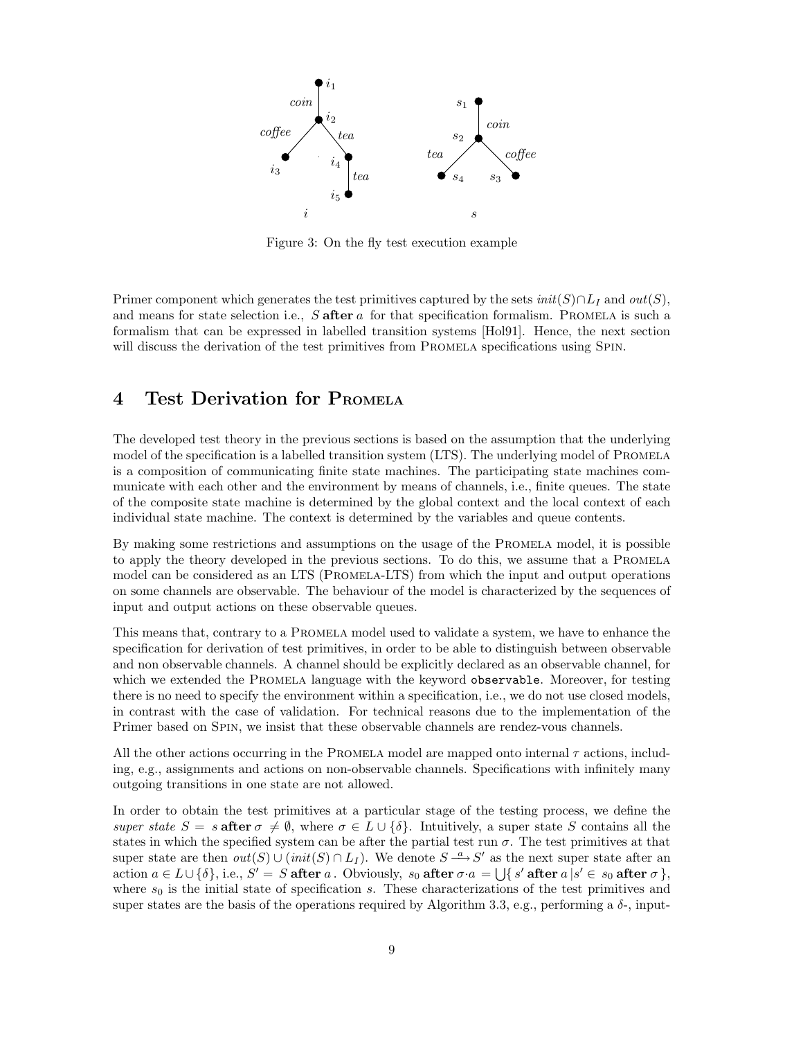Figure 3: On the fly test execution example

Primer component which generates the test primitives captured by the sets $init(S) \cap L_I$ and $out(S)$, and means for state selection i.e., $S$ **after** $a$ for that specification formalism. Promela is such a formalism that can be expressed in labelled transition systems [Hol91]. Hence, the next section will discuss the derivation of the test primitives from Promela specifications using Spin.

# 4 Test Derivation for Promela

The developed test theory in the previous sections is based on the assumption that the underlying model of the specification is a labelled transition system (LTS). The underlying model of Promela is a composition of communicating finite state machines. The participating state machines communicate with each other and the environment by means of channels, i.e., finite queues. The state of the composite state machine is determined by the global context and the local context of each individual state machine. The context is determined by the variables and queue contents.

By making some restrictions and assumptions on the usage of the Promela model, it is possible to apply the theory developed in the previous sections. To do this, we assume that a Promela model can be considered as an LTS (Promela-LTS) from which the input and output operations on some channels are observable. The behaviour of the model is characterized by the sequences of input and output actions on these observable queues.

This means that, contrary to a Promela model used to validate a system, we have to enhance the specification for derivation of test primitives, in order to be able to distinguish between observable and non observable channels. A channel should be explicitly declared as an observable channel, for which we extended the Promela language with the keyword `observable`. Moreover, for testing there is no need to specify the environment within a specification, i.e., we do not use closed models, in contrast with the case of validation. For technical reasons due to the implementation of the Primer based on Spin, we insist that these observable channels are rendez-vous channels.

All the other actions occurring in the Promela model are mapped onto internal $\tau$ actions, including, e.g., assignments and actions on non-observable channels. Specifications with infinitely many outgoing transitions in one state are not allowed.

In order to obtain the test primitives at a particular stage of the testing process, we define the *super state* $S = s \textbf{ after } \sigma \neq \emptyset$, where $\sigma \in L \cup \{\delta\}$. Intuitively, a super state $S$ contains all the states in which the specified system can be after the partial test run $\sigma$. The test primitives at that super state are then $out(S) \cup (init(S) \cap L_I)$. We denote $S \xrightarrow{a} S'$ as the next super state after an action $a \in L \cup \{\delta\}$, i.e., $S' = S \textbf{ after } a$. Obviously, $s_0 \textbf{ after } \sigma{\cdot}a = \bigcup \{ s' \textbf{ after } a \mid s' \in s_0 \textbf{ after } \sigma \}$, where $s_0$ is the initial state of specification $s$. These characterizations of the test primitives and super states are the basis of the operations required by Algorithm 3.3, e.g., performing a $\delta$-, input-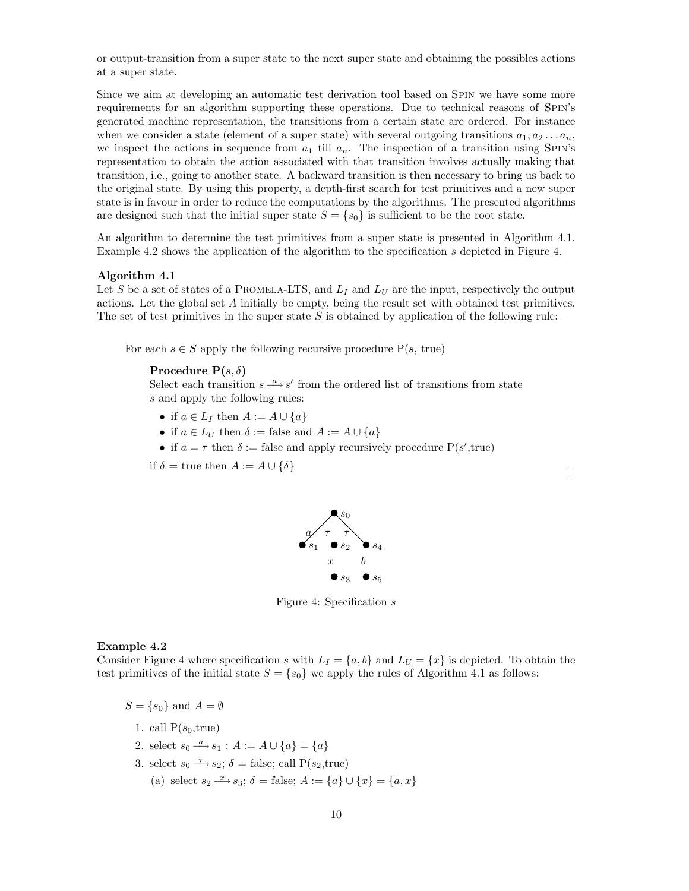or output-transition from a super state to the next super state and obtaining the possibles actions at a super state.

Since we aim at developing an automatic test derivation tool based on Spin we have some more requirements for an algorithm supporting these operations. Due to technical reasons of Spin's generated machine representation, the transitions from a certain state are ordered. For instance when we consider a state (element of a super state) with several outgoing transitions $a_1, a_2 \ldots a_n$, we inspect the actions in sequence from $a_1$ till $a_n$. The inspection of a transition using Spin's representation to obtain the action associated with that transition involves actually making that transition, i.e., going to another state. A backward transition is then necessary to bring us back to the original state. By using this property, a depth-first search for test primitives and a new super state is in favour in order to reduce the computations by the algorithms. The presented algorithms are designed such that the initial super state $S = \{s_0\}$ is sufficient to be the root state.

An algorithm to determine the test primitives from a super state is presented in Algorithm 4.1. Example 4.2 shows the application of the algorithm to the specification $s$ depicted in Figure 4.

**Algorithm 4.1**
Let $S$ be a set of states of a Promela-LTS, and $L_I$ and $L_U$ are the input, respectively the output actions. Let the global set $A$ initially be empty, being the result set with obtained test primitives. The set of test primitives in the super state $S$ is obtained by application of the following rule:

For each $s \in S$ apply the following recursive procedure P($s$, true)

**Procedure P($s, \delta$)**
Select each transition $s \xrightarrow{a} s'$ from the ordered list of transitions from state $s$ and apply the following rules:

- if $a \in L_I$ then $A := A \cup \{a\}$
- if $a \in L_U$ then $\delta :=$ false and $A := A \cup \{a\}$
- if $a = \tau$ then $\delta :=$ false and apply recursively procedure P($s'$,true)

if $\delta =$ true then $A := A \cup \{\delta\}$

□

Figure 4: Specification $s$

**Example 4.2**
Consider Figure 4 where specification $s$ with $L_I = \{a, b\}$ and $L_U = \{x\}$ is depicted. To obtain the test primitives of the initial state $S = \{s_0\}$ we apply the rules of Algorithm 4.1 as follows:

$S = \{s_0\}$ and $A = \emptyset$

1. call P($s_0$,true)
2. select $s_0 \xrightarrow{a} s_1$ ; $A := A \cup \{a\} = \{a\}$
3. select $s_0 \xrightarrow{\tau} s_2$; $\delta =$ false; call P($s_2$,true)
   (a) select $s_2 \xrightarrow{x} s_3$; $\delta =$ false; $A := \{a\} \cup \{x\} = \{a, x\}$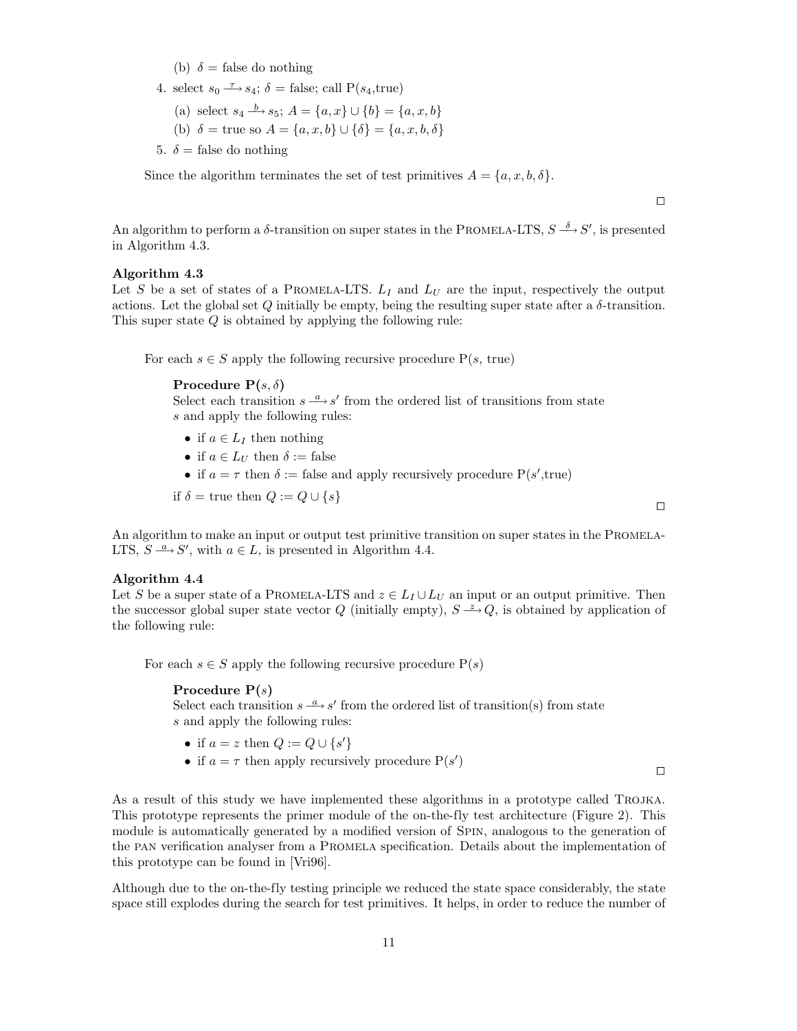(b) $\delta$ = false do nothing

4. select $s_0 \xrightarrow{\tau} s_4$; $\delta$ = false; call P($s_4$,true)

   (a) select $s_4 \xrightarrow{b} s_5$; $A = \{a, x\} \cup \{b\} = \{a, x, b\}$

   (b) $\delta$ = true so $A = \{a, x, b\} \cup \{\delta\} = \{a, x, b, \delta\}$

5. $\delta$ = false do nothing

Since the algorithm terminates the set of test primitives $A = \{a, x, b, \delta\}$.

□

An algorithm to perform a $\delta$-transition on super states in the PROMELA-LTS, $S \xrightarrow{\delta} S'$, is presented in Algorithm 4.3.

**Algorithm 4.3**
Let $S$ be a set of states of a PROMELA-LTS. $L_I$ and $L_U$ are the input, respectively the output actions. Let the global set $Q$ initially be empty, being the resulting super state after a $\delta$-transition. This super state $Q$ is obtained by applying the following rule:

For each $s \in S$ apply the following recursive procedure P($s$, true)

> **Procedure P($s, \delta$)**
> Select each transition $s \xrightarrow{a} s'$ from the ordered list of transitions from state $s$ and apply the following rules:
>
> - if $a \in L_I$ then nothing
> - if $a \in L_U$ then $\delta$ := false
> - if $a = \tau$ then $\delta$ := false and apply recursively procedure P($s'$,true)
>
> if $\delta$ = true then $Q := Q \cup \{s\}$

□

An algorithm to make an input or output test primitive transition on super states in the PROMELA-LTS, $S \xrightarrow{a} S'$, with $a \in L$, is presented in Algorithm 4.4.

**Algorithm 4.4**
Let $S$ be a super state of a PROMELA-LTS and $z \in L_I \cup L_U$ an input or an output primitive. Then the successor global super state vector $Q$ (initially empty), $S \xrightarrow{z} Q$, is obtained by application of the following rule:

For each $s \in S$ apply the following recursive procedure P($s$)

> **Procedure P($s$)**
> Select each transition $s \xrightarrow{a} s'$ from the ordered list of transition(s) from state $s$ and apply the following rules:
>
> - if $a = z$ then $Q := Q \cup \{s'\}$
> - if $a = \tau$ then apply recursively procedure P($s'$)

□

As a result of this study we have implemented these algorithms in a prototype called TROJKA. This prototype represents the primer module of the on-the-fly test architecture (Figure 2). This module is automatically generated by a modified version of SPIN, analogous to the generation of the PAN verification analyser from a PROMELA specification. Details about the implementation of this prototype can be found in [Vri96].

Although due to the on-the-fly testing principle we reduced the state space considerably, the state space still explodes during the search for test primitives. It helps, in order to reduce the number of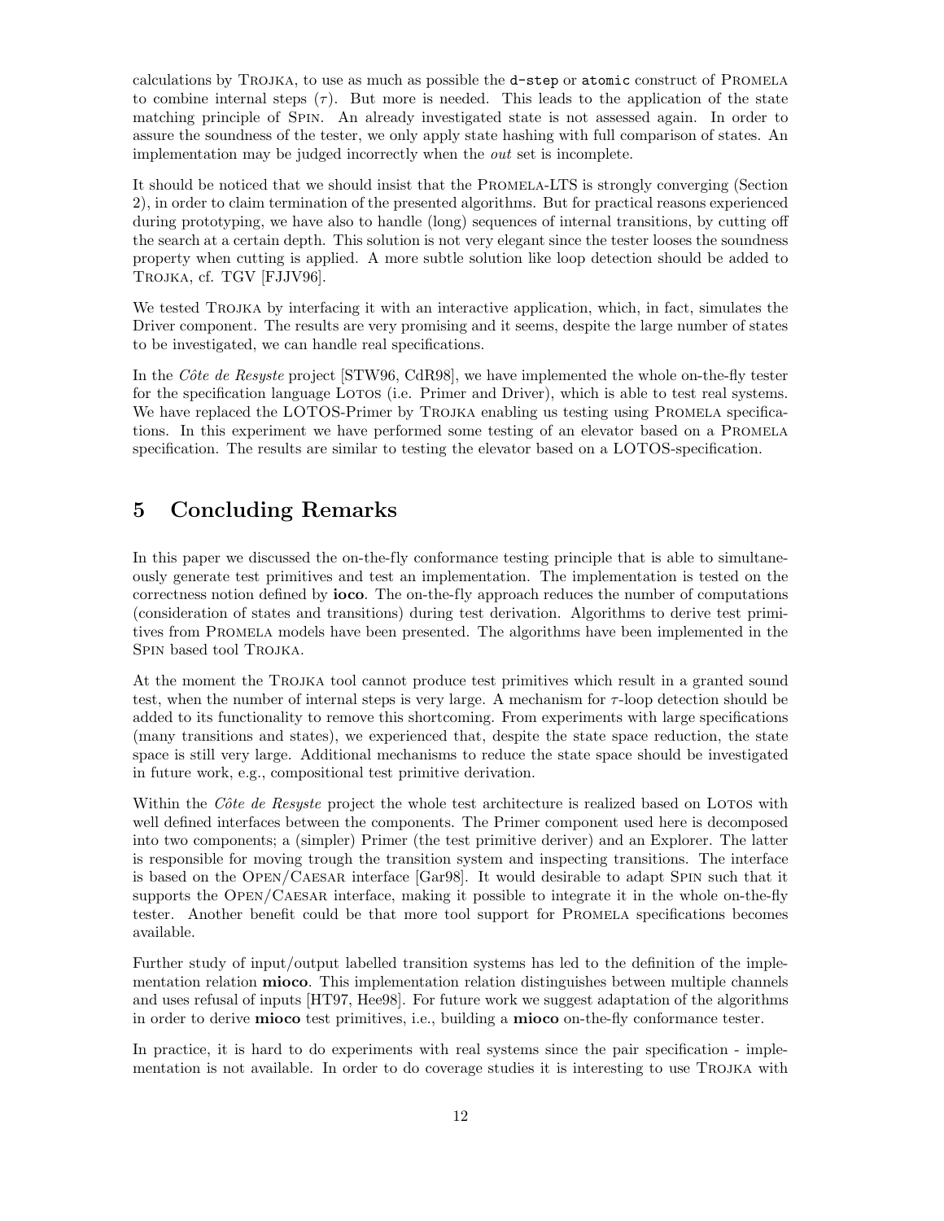calculations by TROJKA, to use as much as possible the `d-step` or `atomic` construct of PROMELA to combine internal steps ($\tau$). But more is needed. This leads to the application of the state matching principle of SPIN. An already investigated state is not assessed again. In order to assure the soundness of the tester, we only apply state hashing with full comparison of states. An implementation may be judged incorrectly when the *out* set is incomplete.

It should be noticed that we should insist that the PROMELA-LTS is strongly converging (Section 2), in order to claim termination of the presented algorithms. But for practical reasons experienced during prototyping, we have also to handle (long) sequences of internal transitions, by cutting off the search at a certain depth. This solution is not very elegant since the tester looses the soundness property when cutting is applied. A more subtle solution like loop detection should be added to TROJKA, cf. TGV [FJJV96].

We tested TROJKA by interfacing it with an interactive application, which, in fact, simulates the Driver component. The results are very promising and it seems, despite the large number of states to be investigated, we can handle real specifications.

In the *Côte de Resyste* project [STW96, CdR98], we have implemented the whole on-the-fly tester for the specification language LOTOS (i.e. Primer and Driver), which is able to test real systems. We have replaced the LOTOS-Primer by TROJKA enabling us testing using PROMELA specifications. In this experiment we have performed some testing of an elevator based on a PROMELA specification. The results are similar to testing the elevator based on a LOTOS-specification.

# 5 Concluding Remarks

In this paper we discussed the on-the-fly conformance testing principle that is able to simultaneously generate test primitives and test an implementation. The implementation is tested on the correctness notion defined by **ioco**. The on-the-fly approach reduces the number of computations (consideration of states and transitions) during test derivation. Algorithms to derive test primitives from PROMELA models have been presented. The algorithms have been implemented in the SPIN based tool TROJKA.

At the moment the TROJKA tool cannot produce test primitives which result in a granted sound test, when the number of internal steps is very large. A mechanism for $\tau$-loop detection should be added to its functionality to remove this shortcoming. From experiments with large specifications (many transitions and states), we experienced that, despite the state space reduction, the state space is still very large. Additional mechanisms to reduce the state space should be investigated in future work, e.g., compositional test primitive derivation.

Within the *Côte de Resyste* project the whole test architecture is realized based on LOTOS with well defined interfaces between the components. The Primer component used here is decomposed into two components; a (simpler) Primer (the test primitive deriver) and an Explorer. The latter is responsible for moving trough the transition system and inspecting transitions. The interface is based on the OPEN/CAESAR interface [Gar98]. It would desirable to adapt SPIN such that it supports the OPEN/CAESAR interface, making it possible to integrate it in the whole on-the-fly tester. Another benefit could be that more tool support for PROMELA specifications becomes available.

Further study of input/output labelled transition systems has led to the definition of the implementation relation **mioco**. This implementation relation distinguishes between multiple channels and uses refusal of inputs [HT97, Hee98]. For future work we suggest adaptation of the algorithms in order to derive **mioco** test primitives, i.e., building a **mioco** on-the-fly conformance tester.

In practice, it is hard to do experiments with real systems since the pair specification - implementation is not available. In order to do coverage studies it is interesting to use TROJKA with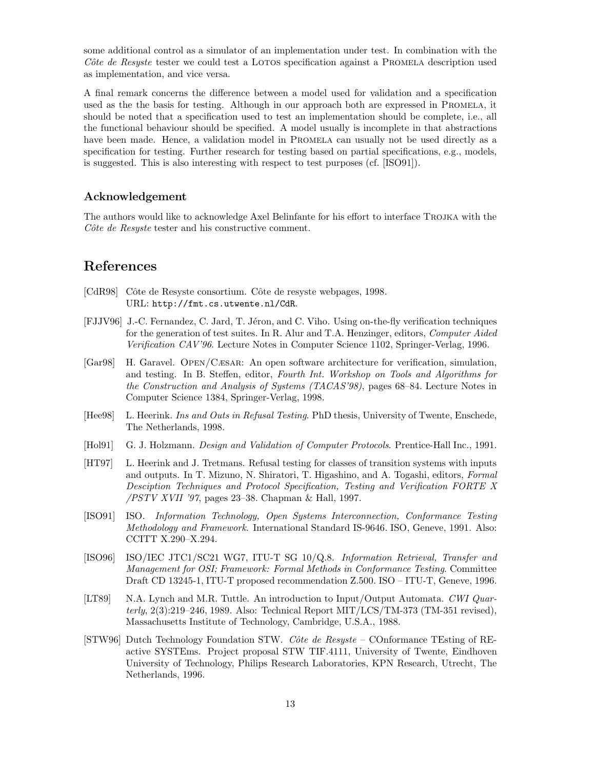some additional control as a simulator of an implementation under test. In combination with the *Côte de Resyste* tester we could test a LOTOS specification against a PROMELA description used as implementation, and vice versa.

A final remark concerns the difference between a model used for validation and a specification used as the the basis for testing. Although in our approach both are expressed in PROMELA, it should be noted that a specification used to test an implementation should be complete, i.e., all the functional behaviour should be specified. A model usually is incomplete in that abstractions have been made. Hence, a validation model in PROMELA can usually not be used directly as a specification for testing. Further research for testing based on partial specifications, e.g., models, is suggested. This is also interesting with respect to test purposes (cf. [ISO91]).

### Acknowledgement

The authors would like to acknowledge Axel Belinfante for his effort to interface TROJKA with the *Côte de Resyste* tester and his constructive comment.

## References

[CdR98] Côte de Resyste consortium. Côte de resyste webpages, 1998. URL: `http://fmt.cs.utwente.nl/CdR`.

[FJJV96] J.-C. Fernandez, C. Jard, T. Jéron, and C. Viho. Using on-the-fly verification techniques for the generation of test suites. In R. Alur and T.A. Henzinger, editors, *Computer Aided Verification CAV'96*. Lecture Notes in Computer Science 1102, Springer-Verlag, 1996.

[Gar98] H. Garavel. OPEN/CÆSAR: An open software architecture for verification, simulation, and testing. In B. Steffen, editor, *Fourth Int. Workshop on Tools and Algorithms for the Construction and Analysis of Systems (TACAS'98)*, pages 68–84. Lecture Notes in Computer Science 1384, Springer-Verlag, 1998.

[Hee98] L. Heerink. *Ins and Outs in Refusal Testing*. PhD thesis, University of Twente, Enschede, The Netherlands, 1998.

[Hol91] G. J. Holzmann. *Design and Validation of Computer Protocols*. Prentice-Hall Inc., 1991.

[HT97] L. Heerink and J. Tretmans. Refusal testing for classes of transition systems with inputs and outputs. In T. Mizuno, N. Shiratori, T. Higashino, and A. Togashi, editors, *Formal Desciption Techniques and Protocol Specification, Testing and Verification FORTE X /PSTV XVII '97*, pages 23–38. Chapman & Hall, 1997.

[ISO91] ISO. *Information Technology, Open Systems Interconnection, Conformance Testing Methodology and Framework*. International Standard IS-9646. ISO, Geneve, 1991. Also: CCITT X.290–X.294.

[ISO96] ISO/IEC JTC1/SC21 WG7, ITU-T SG 10/Q.8. *Information Retrieval, Transfer and Management for OSI; Framework: Formal Methods in Conformance Testing*. Committee Draft CD 13245-1, ITU-T proposed recommendation Z.500. ISO – ITU-T, Geneve, 1996.

[LT89] N.A. Lynch and M.R. Tuttle. An introduction to Input/Output Automata. *CWI Quarterly*, 2(3):219–246, 1989. Also: Technical Report MIT/LCS/TM-373 (TM-351 revised), Massachusetts Institute of Technology, Cambridge, U.S.A., 1988.

[STW96] Dutch Technology Foundation STW. *Côte de Resyste* – COnformance TEsting of REactive SYSTEms. Project proposal STW TIF.4111, University of Twente, Eindhoven University of Technology, Philips Research Laboratories, KPN Research, Utrecht, The Netherlands, 1996.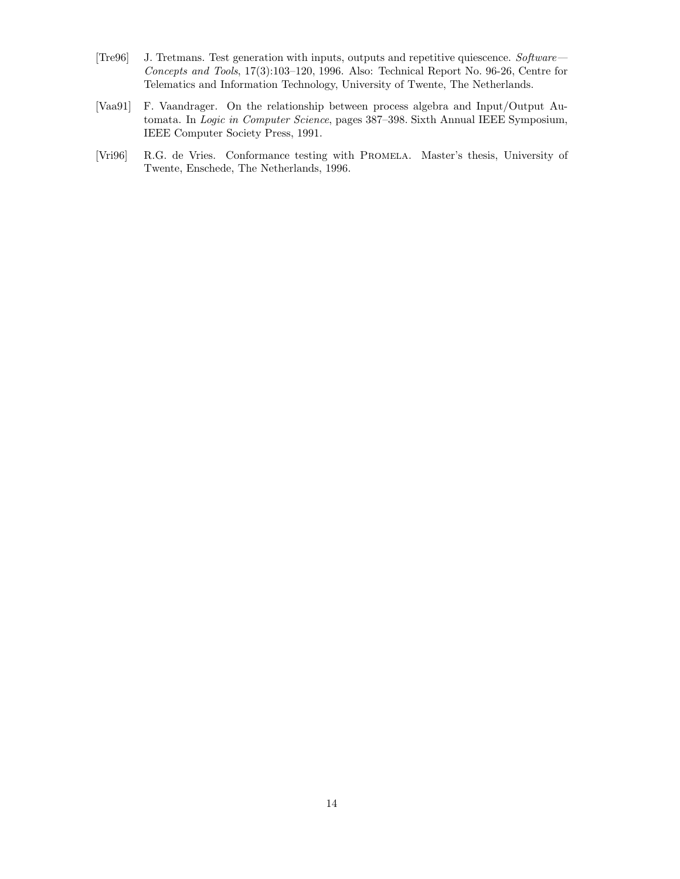[Tre96] J. Tretmans. Test generation with inputs, outputs and repetitive quiescence. *Software—Concepts and Tools*, 17(3):103–120, 1996. Also: Technical Report No. 96-26, Centre for Telematics and Information Technology, University of Twente, The Netherlands.

[Vaa91] F. Vaandrager. On the relationship between process algebra and Input/Output Automata. In *Logic in Computer Science*, pages 387–398. Sixth Annual IEEE Symposium, IEEE Computer Society Press, 1991.

[Vri96] R.G. de Vries. Conformance testing with PROMELA. Master's thesis, University of Twente, Enschede, The Netherlands, 1996.